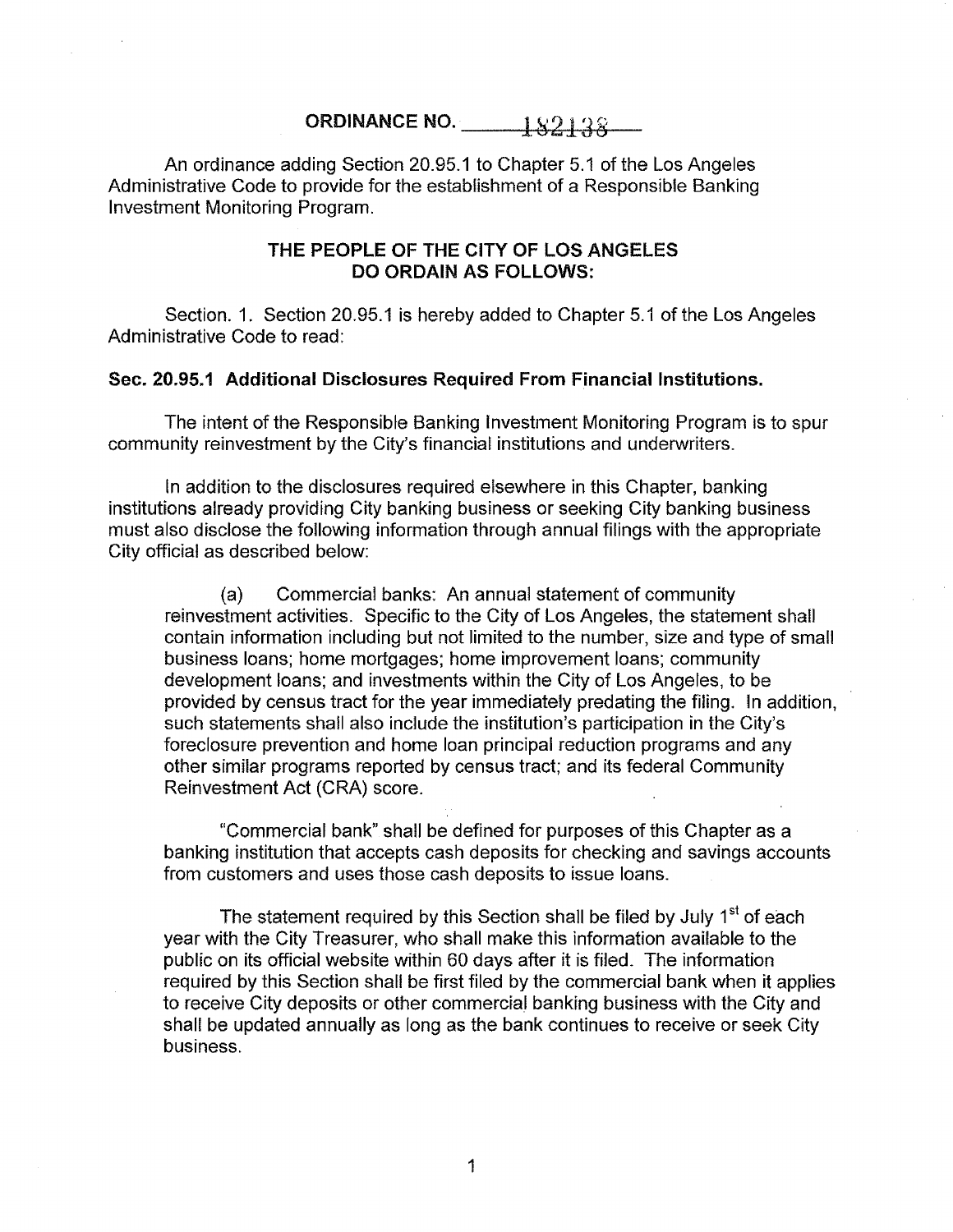**ORDINANCE NO. 182138**

An ordinance adding Section 20.95.1 to Chapter 5.1 of the Los Angeles Administrative Code to provide for the establishment of a Responsible Banking Investment Monitoring Program.

**THE PEOPLE OF THE CITY OF LOS ANGELES DO ORDAIN AS FOLLOWS:**

Section. 1. Section 20.95.1 is hereby added to Chapter 5.1 of the Los Angeles Administrative Code to read:

**Sec. 20.95.1 Additional Disclosures Required From Financial Institutions.**

The intent of the Responsible Banking Investment Monitoring Program is to spur community reinvestment by the City's financial institutions and underwriters.

In addition to the disclosures required elsewhere in this Chapter, banking institutions already providing City banking business or seeking City banking business must also disclose the following information through annual filings with the appropriate City official as described below:

(a) Commercial banks: An annual statement of community reinvestment activities. Specific to the City of Los Angeles, the statement shall contain information including but not limited to the number, size and type of small business loans; home mortgages; home improvement loans; community development loans; and investments within the City of Los Angeles, to be provided by census tract for the year immediately predating the filing. In addition, such statements shall also include the institution's participation in the City's foreclosure prevention and home loan principal reduction programs and any other similar programs reported by census tract; and its federal Community Reinvestment Act (CRA) score.

"Commercial bank" shall be defined for purposes of this Chapter as a banking institution that accepts cash deposits for checking and savings accounts from customers and uses those cash deposits to issue loans.

The statement required by this Section shall be filed by July 1st of each year with the City Treasurer, who shall make this information available to the public on its official website within 60 days after it is filed. The information required by this Section shall be first filed by the commercial bank when it applies to receive City deposits or other commercial banking business with the City and shall be updated annually as long as the bank continues to receive or seek City business.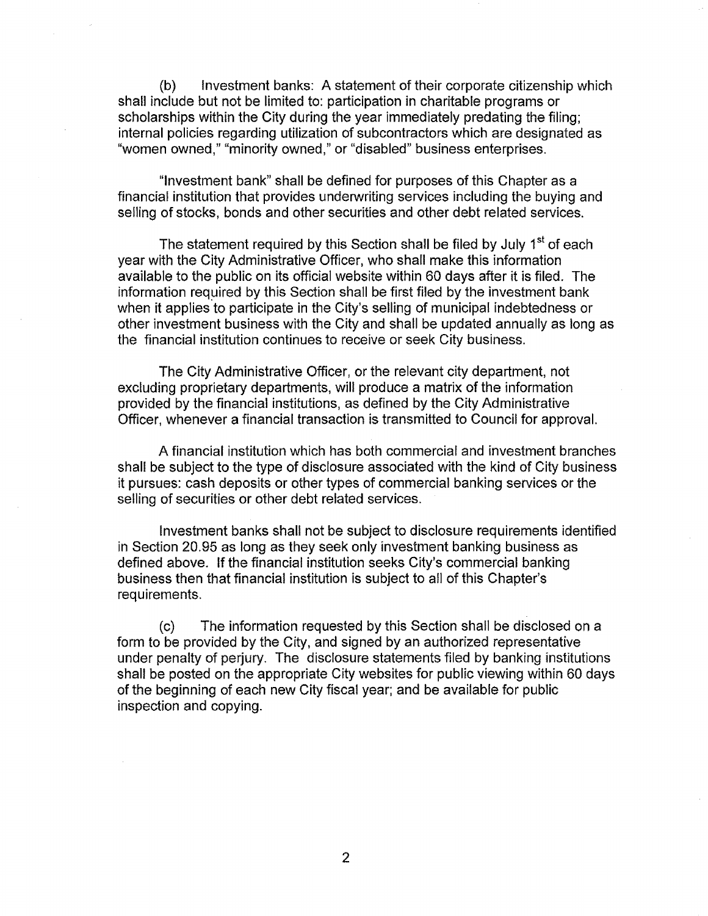(b) Investment banks: A statement of their corporate citizenship which shall include but not be limited to: participation in charitable programs or scholarships within the City during the year immediately predating the filing; internal policies regarding utilization of subcontractors which are designated as "women owned," "minority owned," or "disabled" business enterprises.

"Investment bank" shall be defined for purposes of this Chapter as a financial institution that provides underwriting services including the buying and selling of stocks, bonds and other securities and other debt related services.

The statement required by this Section shall be filed by July 1st of each year with the City Administrative Officer, who shall make this information available to the public on its official website within 60 days after it is filed. The information required by this Section shall be first filed by the investment bank when it applies to participate in the City's selling of municipal indebtedness or other investment business with the City and shall be updated annually as long as the financial institution continues to receive or seek City business.

The City Administrative Officer, or the relevant city department, not excluding proprietary departments, will produce a matrix of the information provided by the financial institutions, as defined by the City Administrative Officer, whenever a financial transaction is transmitted to Council for approval.

A financial institution which has both commercial and investment branches shall be subject to the type of disclosure associated with the kind of City business it pursues: cash deposits or other types of commercial banking services or the selling of securities or other debt related services.

Investment banks shall not be subject to disclosure requirements identified in Section 20.95 as long as they seek only investment banking business as defined above. If the financial institution seeks City's commercial banking business then that financial institution is subject to all of this Chapter's requirements.

(c) The information requested by this Section shall be disclosed on a form to be provided by the City, and signed by an authorized representative under penalty of perjury. The disclosure statements filed by banking institutions shall be posted on the appropriate City websites for public viewing within 60 days of the beginning of each new City fiscal year; and be available for public inspection and copying.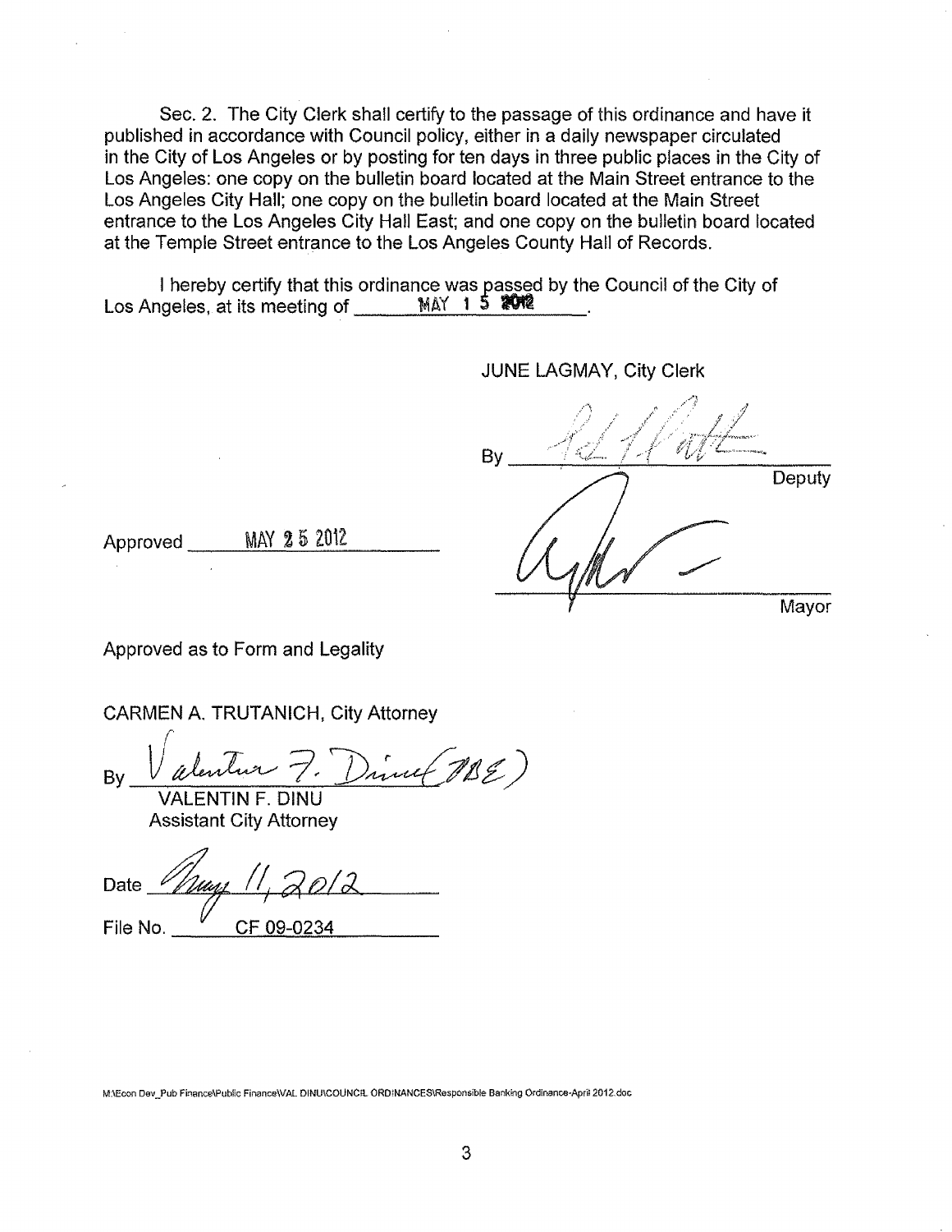Sec. 2. The City Clerk shall certify to the passage of this ordinance and have it published in accordance with Council policy, either in a daily newspaper circulated in the City of Los Angeles or by posting for ten days in three public places in the City of Los Angeles: one copy on the bulletin board located at the Main Street entrance to the Los Angeles City Hall; one copy on the bulletin board located at the Main Street entrance to the Los Angeles City Hall East; and one copy on the bulletin board located at the Temple Street entrance to the Los Angeles County Hall of Records.

I hereby certify that this ordinance was passed by the Council of the City of Los Angeles, at its meeting of MAY 15 2012.

JUNE LAGMAY, City Clerk

By _______________ Deputy

Approved MAY 25 2012

_______________ Mayor

Approved as to Form and Legality

CARMEN A. TRUTANICH, City Attorney

By _______________
VALENTIN F. DINU
Assistant City Attorney

Date May 11, 2012

File No. CF 09-0234

M:\Econ Dev_Pub Finance\Public Finance\VAL DINU\COUNCIL ORDINANCES\Responsible Banking Ordinance-April 2012.doc